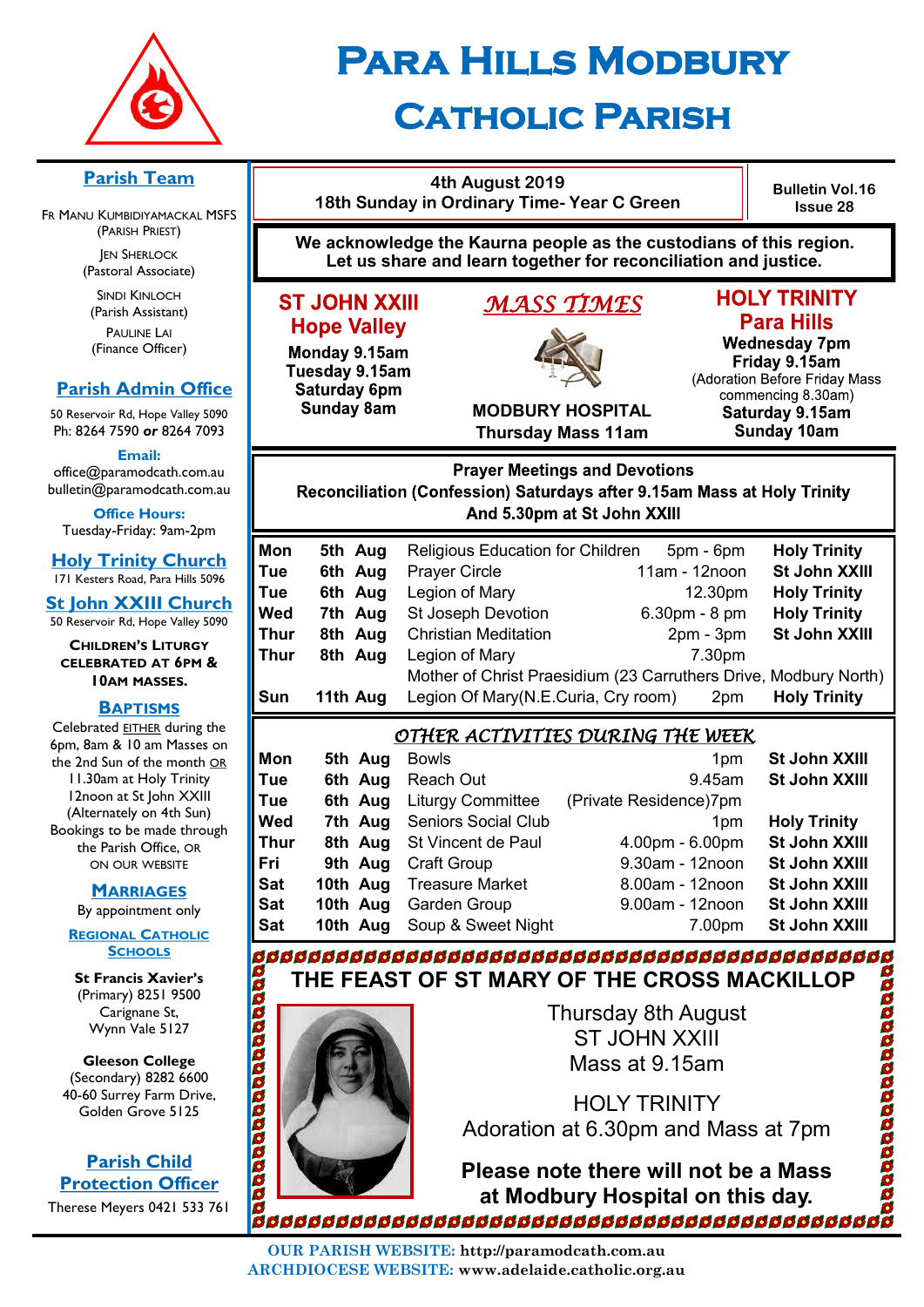# Para Hills Modbury Catholic Parish

## Parish Team

Fr Manu Kumbidiyamackal MSFS
(Parish Priest)

Jen Sherlock
(Pastoral Associate)

Sindi Kinloch
(Parish Assistant)

Pauline Lai
(Finance Officer)

## Parish Admin Office

50 Reservoir Rd, Hope Valley 5090
Ph: 8264 7590 **or** 8264 7093

**Email:**
office@paramodcath.com.au
bulletin@paramodcath.com.au

**Office Hours:**
Tuesday-Friday: 9am-2pm

## Holy Trinity Church

171 Kesters Road, Para Hills 5096

## St John XXIII Church

50 Reservoir Rd, Hope Valley 5090

**Children's Liturgy celebrated at 6pm & 10am Masses.**

## Baptisms

Celebrated EITHER during the 6pm, 8am & 10 am Masses on the 2nd Sun of the month OR 11.30am at Holy Trinity 12noon at St John XXIII (Alternately on 4th Sun) Bookings to be made through the Parish Office, OR on our website

## Marriages

By appointment only

## Regional Catholic Schools

**St Francis Xavier's**
(Primary) 8251 9500
Carignane St,
Wynn Vale 5127

**Gleeson College**
(Secondary) 8282 6600
40-60 Surrey Farm Drive,
Golden Grove 5125

## Parish Child Protection Officer

Therese Meyers 0421 533 761

---

4th August 2019
18th Sunday in Ordinary Time- Year C Green

**Bulletin Vol.16 Issue 28**

**We acknowledge the Kaurna people as the custodians of this region. Let us share and learn together for reconciliation and justice.**

## *MASS TIMES*

**ST JOHN XXIII Hope Valley**
Monday 9.15am
Tuesday 9.15am
Saturday 6pm
Sunday 8am

**MODBURY HOSPITAL**
Thursday Mass 11am

**HOLY TRINITY Para Hills**
Wednesday 7pm
Friday 9.15am
(Adoration Before Friday Mass commencing 8.30am)
Saturday 9.15am
Sunday 10am

## Prayer Meetings and Devotions

**Reconciliation (Confession) Saturdays after 9.15am Mass at Holy Trinity And 5.30pm at St John XXIII**

| Day | Date | Activity | Time | Location |
|---|---|---|---|---|
| Mon | 5th Aug | Religious Education for Children | 5pm - 6pm | Holy Trinity |
| Tue | 6th Aug | Prayer Circle | 11am - 12noon | St John XXIII |
| Tue | 6th Aug | Legion of Mary | 12.30pm | Holy Trinity |
| Wed | 7th Aug | St Joseph Devotion | 6.30pm - 8 pm | Holy Trinity |
| Thur | 8th Aug | Christian Meditation | 2pm - 3pm | St John XXIII |
| Thur | 8th Aug | Legion of Mary<br>Mother of Christ Praesidium (23 Carruthers Drive, Modbury North) | 7.30pm | |
| Sun | 11th Aug | Legion Of Mary(N.E.Curia, Cry room) | 2pm | Holy Trinity |

## *OTHER ACTIVITIES DURING THE WEEK*

| Day | Date | Activity | Time | Location |
|---|---|---|---|---|
| Mon | 5th Aug | Bowls | 1pm | St John XXIII |
| Tue | 6th Aug | Reach Out | 9.45am | St John XXIII |
| Tue | 6th Aug | Liturgy Committee | (Private Residence)7pm | |
| Wed | 7th Aug | Seniors Social Club | 1pm | Holy Trinity |
| Thur | 8th Aug | St Vincent de Paul | 4.00pm - 6.00pm | St John XXIII |
| Fri | 9th Aug | Craft Group | 9.30am - 12noon | St John XXIII |
| Sat | 10th Aug | Treasure Market | 8.00am - 12noon | St John XXIII |
| Sat | 10th Aug | Garden Group | 9.00am - 12noon | St John XXIII |
| Sat | 10th Aug | Soup & Sweet Night | 7.00pm | St John XXIII |

## THE FEAST OF ST MARY OF THE CROSS MACKILLOP

Thursday 8th August
ST JOHN XXIII
Mass at 9.15am

HOLY TRINITY
Adoration at 6.30pm and Mass at 7pm

**Please note there will not be a Mass at Modbury Hospital on this day.**

**OUR PARISH WEBSITE:** http://paramodcath.com.au
**ARCHDIOCESE WEBSITE:** www.adelaide.catholic.org.au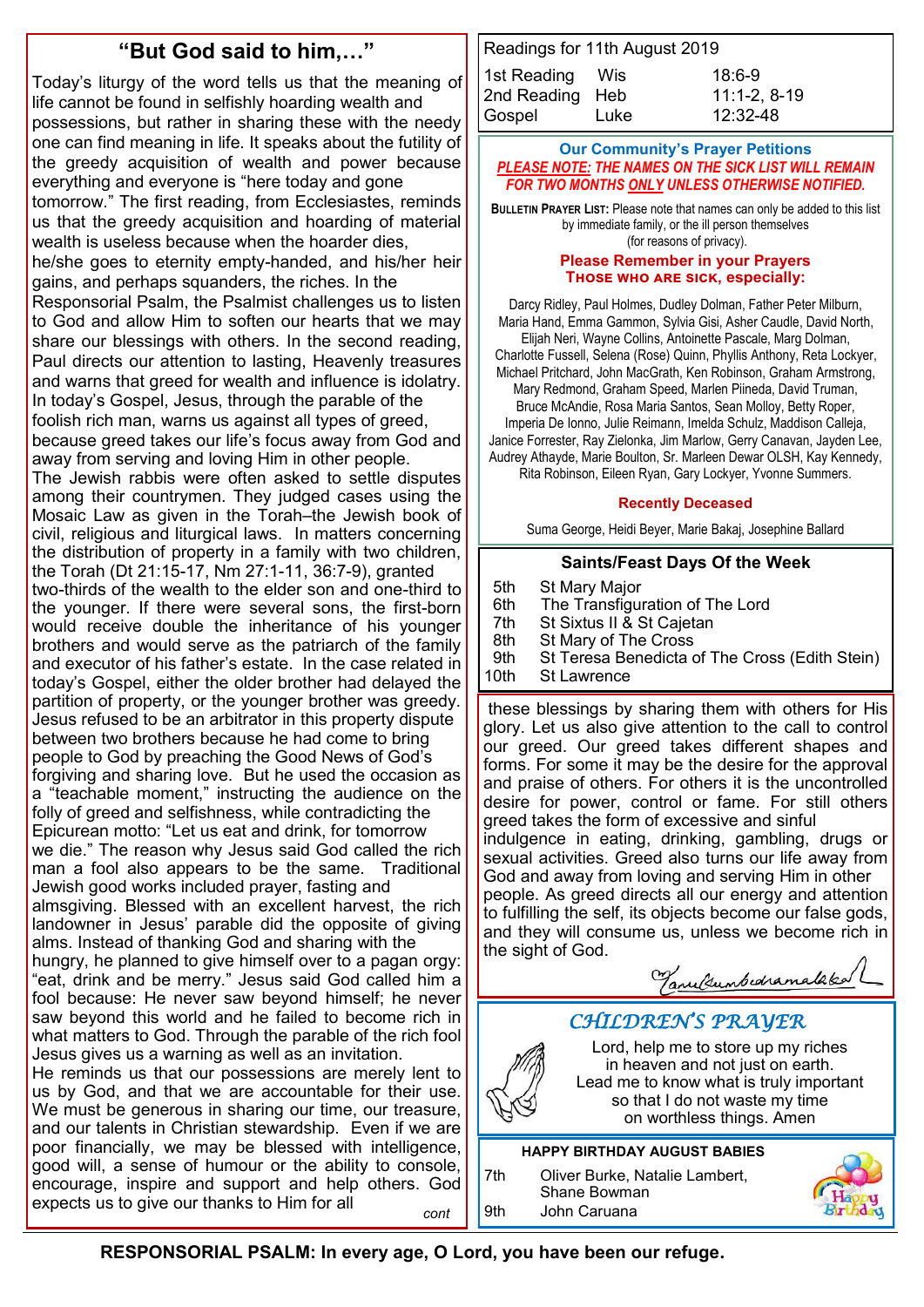## "But God said to him,…"

Today's liturgy of the word tells us that the meaning of life cannot be found in selfishly hoarding wealth and possessions, but rather in sharing these with the needy one can find meaning in life. It speaks about the futility of the greedy acquisition of wealth and power because everything and everyone is "here today and gone tomorrow." The first reading, from Ecclesiastes, reminds us that the greedy acquisition and hoarding of material wealth is useless because when the hoarder dies, he/she goes to eternity empty-handed, and his/her heir gains, and perhaps squanders, the riches. In the Responsorial Psalm, the Psalmist challenges us to listen to God and allow Him to soften our hearts that we may share our blessings with others. In the second reading, Paul directs our attention to lasting, Heavenly treasures and warns that greed for wealth and influence is idolatry. In today's Gospel, Jesus, through the parable of the foolish rich man, warns us against all types of greed, because greed takes our life's focus away from God and away from serving and loving Him in other people.

The Jewish rabbis were often asked to settle disputes among their countrymen. They judged cases using the Mosaic Law as given in the Torah–the Jewish book of civil, religious and liturgical laws. In matters concerning the distribution of property in a family with two children, the Torah (Dt 21:15-17, Nm 27:1-11, 36:7-9), granted two-thirds of the wealth to the elder son and one-third to the younger. If there were several sons, the first-born would receive double the inheritance of his younger brothers and would serve as the patriarch of the family and executor of his father's estate. In the case related in today's Gospel, either the older brother had delayed the partition of property, or the younger brother was greedy. Jesus refused to be an arbitrator in this property dispute between two brothers because he had come to bring people to God by preaching the Good News of God's forgiving and sharing love. But he used the occasion as a "teachable moment," instructing the audience on the folly of greed and selfishness, while contradicting the Epicurean motto: "Let us eat and drink, for tomorrow we die." The reason why Jesus said God called the rich man a fool also appears to be the same. Traditional Jewish good works included prayer, fasting and almsgiving. Blessed with an excellent harvest, the rich landowner in Jesus' parable did the opposite of giving alms. Instead of thanking God and sharing with the hungry, he planned to give himself over to a pagan orgy: "eat, drink and be merry." Jesus said God called him a fool because: He never saw beyond himself; he never saw beyond this world and he failed to become rich in what matters to God. Through the parable of the rich fool Jesus gives us a warning as well as an invitation.

He reminds us that our possessions are merely lent to us by God, and that we are accountable for their use. We must be generous in sharing our time, our treasure, and our talents in Christian stewardship. Even if we are poor financially, we may be blessed with intelligence, good will, a sense of humour or the ability to console, encourage, inspire and support and help others. God expects us to give our thanks to Him for all these blessings by sharing them with others for His glory. Let us also give attention to the call to control our greed. Our greed takes different shapes and forms. For some it may be the desire for the approval and praise of others. For others it is the uncontrolled desire for power, control or fame. For still others greed takes the form of excessive and sinful indulgence in eating, drinking, gambling, drugs or sexual activities. Greed also turns our life away from God and away from loving and serving Him in other people. As greed directs all our energy and attention to fulfilling the self, its objects become our false gods, and they will consume us, unless we become rich in the sight of God.

*(signature)*

## Readings for 11th August 2019

| | | |
|---|---|---|
| 1st Reading | Wis | 18:6-9 |
| 2nd Reading | Heb | 11:1-2, 8-19 |
| Gospel | Luke | 12:32-48 |

### Our Community's Prayer Petitions

***PLEASE NOTE: THE NAMES ON THE SICK LIST WILL REMAIN FOR TWO MONTHS ONLY UNLESS OTHERWISE NOTIFIED.***

**BULLETIN PRAYER LIST:** Please note that names can only be added to this list by immediate family, or the ill person themselves (for reasons of privacy).

**Please Remember in your Prayers**
**THOSE WHO ARE SICK, especially:**

Darcy Ridley, Paul Holmes, Dudley Dolman, Father Peter Milburn, Maria Hand, Emma Gammon, Sylvia Gisi, Asher Caudle, David North, Elijah Neri, Wayne Collins, Antoinette Pascale, Marg Dolman, Charlotte Fussell, Selena (Rose) Quinn, Phyllis Anthony, Reta Lockyer, Michael Pritchard, John MacGrath, Ken Robinson, Graham Armstrong, Mary Redmond, Graham Speed, Marlen Piineda, David Truman, Bruce McAndie, Rosa Maria Santos, Sean Molloy, Betty Roper, Imperia De Ionno, Julie Reimann, Imelda Schulz, Maddison Calleja, Janice Forrester, Ray Zielonka, Jim Marlow, Gerry Canavan, Jayden Lee, Audrey Athayde, Marie Boulton, Sr. Marleen Dewar OLSH, Kay Kennedy, Rita Robinson, Eileen Ryan, Gary Lockyer, Yvonne Summers.

**Recently Deceased**

Suma George, Heidi Beyer, Marie Bakaj, Josephine Ballard

### Saints/Feast Days Of the Week

| | |
|---|---|
| 5th | St Mary Major |
| 6th | The Transfiguration of The Lord |
| 7th | St Sixtus II & St Cajetan |
| 8th | St Mary of The Cross |
| 9th | St Teresa Benedicta of The Cross (Edith Stein) |
| 10th | St Lawrence |

### *CHILDREN'S PRAYER*

Lord, help me to store up my riches
in heaven and not just on earth.
Lead me to know what is truly important
so that I do not waste my time
on worthless things. Amen

### HAPPY BIRTHDAY AUGUST BABIES

| | |
|---|---|
| 7th | Oliver Burke, Natalie Lambert, Shane Bowman |
| 9th | John Caruana |

**RESPONSORIAL PSALM: In every age, O Lord, you have been our refuge.**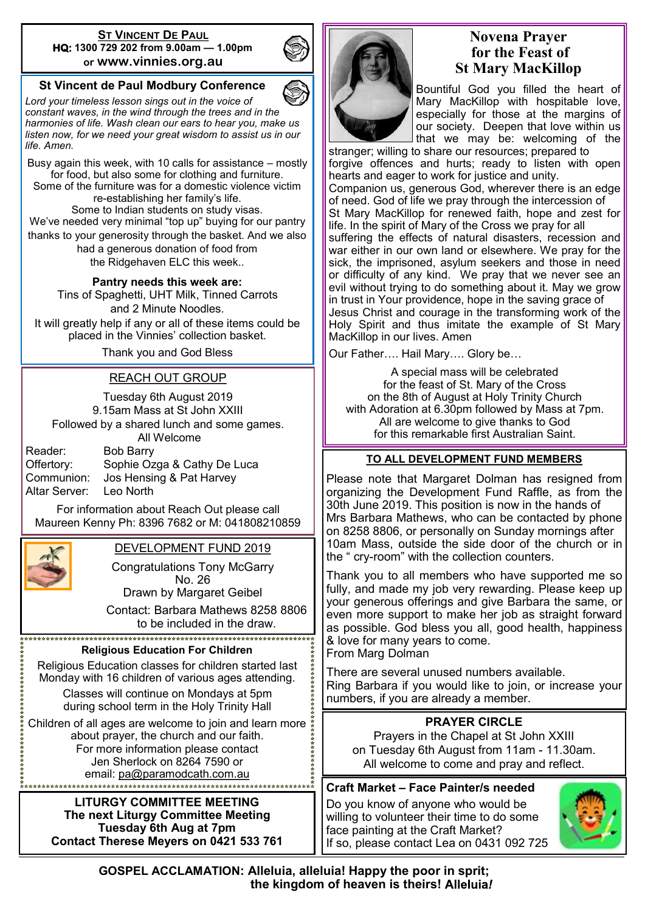## St Vincent De Paul

**HQ: 1300 729 202 from 9.00am — 1.00pm or www.vinnies.org.au**

## St Vincent de Paul Modbury Conference

*Lord your timeless lesson sings out in the voice of constant waves, in the wind through the trees and in the harmonies of life. Wash clean our ears to hear you, make us listen now, for we need your great wisdom to assist us in our life. Amen.*

Busy again this week, with 10 calls for assistance – mostly for food, but also some for clothing and furniture. Some of the furniture was for a domestic violence victim re-establishing her family's life. Some to Indian students on study visas. We've needed very minimal "top up" buying for our pantry thanks to your generosity through the basket. And we also had a generous donation of food from the Ridgehaven ELC this week..

**Pantry needs this week are:**
Tins of Spaghetti, UHT Milk, Tinned Carrots and 2 Minute Noodles.

It will greatly help if any or all of these items could be placed in the Vinnies' collection basket.

Thank you and God Bless

## REACH OUT GROUP

Tuesday 6th August 2019
9.15am Mass at St John XXIII
Followed by a shared lunch and some games.
All Welcome

| | |
|---|---|
| Reader: | Bob Barry |
| Offertory: | Sophie Ozga & Cathy De Luca |
| Communion: | Jos Hensing & Pat Harvey |
| Altar Server: | Leo North |

For information about Reach Out please call Maureen Kenny Ph: 8396 7682 or M: 041808210859

## DEVELOPMENT FUND 2019

Congratulations Tony McGarry
No. 26
Drawn by Margaret Geibel

Contact: Barbara Mathews 8258 8806 to be included in the draw.

### Religious Education For Children

Religious Education classes for children started last Monday with 16 children of various ages attending.

Classes will continue on Mondays at 5pm during school term in the Holy Trinity Hall

Children of all ages are welcome to join and learn more about prayer, the church and our faith. For more information please contact Jen Sherlock on 8264 7590 or email: pa@paramodcath.com.au

### LITURGY COMMITTEE MEETING

**The next Liturgy Committee Meeting**
**Tuesday 6th Aug at 7pm**
**Contact Therese Meyers on 0421 533 761**

## Novena Prayer for the Feast of St Mary MacKillop

Bountiful God you filled the heart of Mary MacKillop with hospitable love, especially for those at the margins of our society. Deepen that love within us that we may be: welcoming of the stranger; willing to share our resources; prepared to forgive offences and hurts; ready to listen with open hearts and eager to work for justice and unity. Companion us, generous God, wherever there is an edge of need. God of life we pray through the intercession of St Mary MacKillop for renewed faith, hope and zest for life. In the spirit of Mary of the Cross we pray for all suffering the effects of natural disasters, recession and war either in our own land or elsewhere. We pray for the sick, the imprisoned, asylum seekers and those in need or difficulty of any kind. We pray that we never see an evil without trying to do something about it. May we grow in trust in Your providence, hope in the saving grace of Jesus Christ and courage in the transforming work of the Holy Spirit and thus imitate the example of St Mary MacKillop in our lives. Amen

Our Father…. Hail Mary…. Glory be…

A special mass will be celebrated for the feast of St. Mary of the Cross on the 8th of August at Holy Trinity Church with Adoration at 6.30pm followed by Mass at 7pm. All are welcome to give thanks to God for this remarkable first Australian Saint.

## TO ALL DEVELOPMENT FUND MEMBERS

Please note that Margaret Dolman has resigned from organizing the Development Fund Raffle, as from the 30th June 2019. This position is now in the hands of Mrs Barbara Mathews, who can be contacted by phone on 8258 8806, or personally on Sunday mornings after 10am Mass, outside the side door of the church or in the " cry-room" with the collection counters.

Thank you to all members who have supported me so fully, and made my job very rewarding. Please keep up your generous offerings and give Barbara the same, or even more support to make her job as straight forward as possible. God bless you all, good health, happiness & love for many years to come.
From Marg Dolman

There are several unused numbers available.
Ring Barbara if you would like to join, or increase your numbers, if you are already a member.

## PRAYER CIRCLE

Prayers in the Chapel at St John XXIII on Tuesday 6th August from 11am - 11.30am.
All welcome to come and pray and reflect.

## Craft Market – Face Painter/s needed

Do you know of anyone who would be willing to volunteer their time to do some face painting at the Craft Market?
If so, please contact Lea on 0431 092 725

**GOSPEL ACCLAMATION: Alleluia, alleluia! Happy the poor in sprit; the kingdom of heaven is theirs! Alleluia!**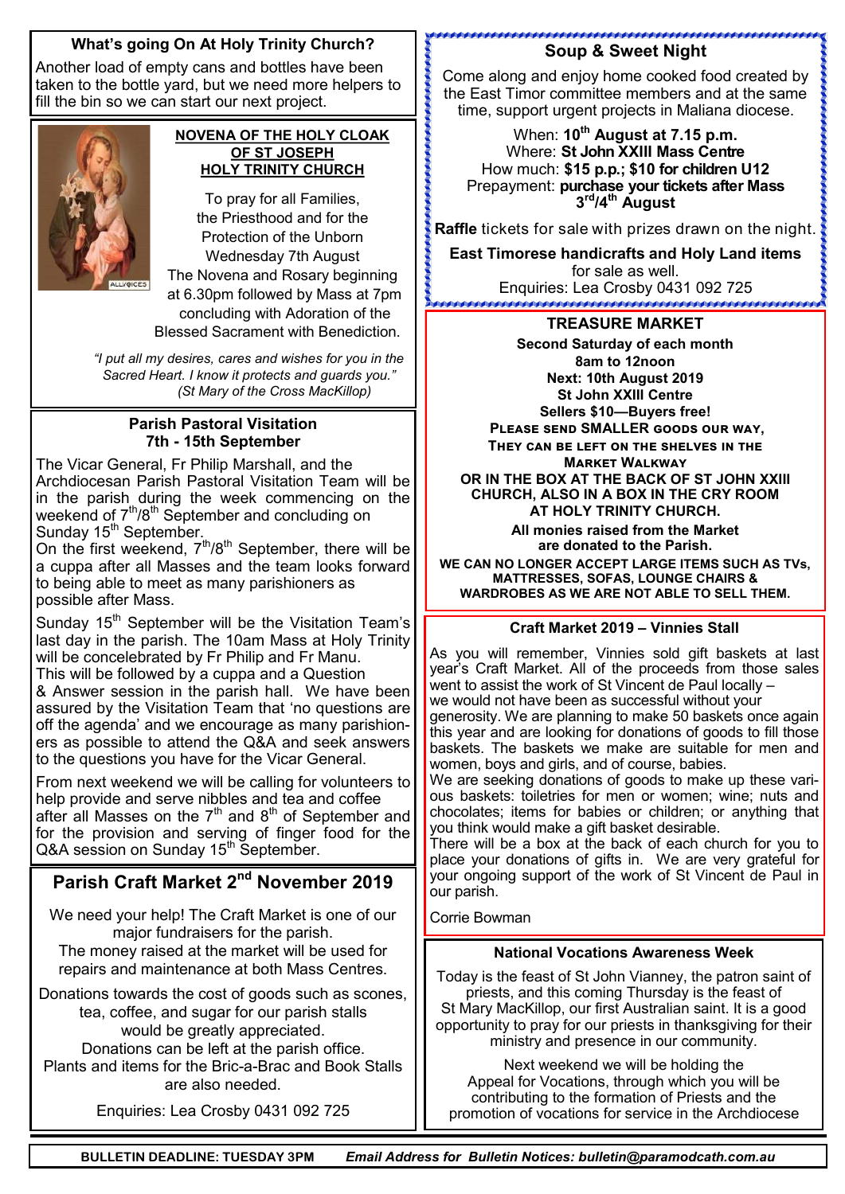## What's going On At Holy Trinity Church?

Another load of empty cans and bottles have been taken to the bottle yard, but we need more helpers to fill the bin so we can start our next project.

### NOVENA OF THE HOLY CLOAK OF ST JOSEPH HOLY TRINITY CHURCH

To pray for all Families, the Priesthood and for the Protection of the Unborn
Wednesday 7th August
The Novena and Rosary beginning at 6.30pm followed by Mass at 7pm concluding with Adoration of the Blessed Sacrament with Benediction.

*"I put all my desires, cares and wishes for you in the Sacred Heart. I know it protects and guards you."*
*(St Mary of the Cross MacKillop)*

### Parish Pastoral Visitation 7th - 15th September

The Vicar General, Fr Philip Marshall, and the Archdiocesan Parish Pastoral Visitation Team will be in the parish during the week commencing on the weekend of 7th/8th September and concluding on Sunday 15th September.

On the first weekend, 7th/8th September, there will be a cuppa after all Masses and the team looks forward to being able to meet as many parishioners as possible after Mass.

Sunday 15th September will be the Visitation Team's last day in the parish. The 10am Mass at Holy Trinity will be concelebrated by Fr Philip and Fr Manu. This will be followed by a cuppa and a Question & Answer session in the parish hall. We have been assured by the Visitation Team that 'no questions are off the agenda' and we encourage as many parishioners as possible to attend the Q&A and seek answers to the questions you have for the Vicar General.

From next weekend we will be calling for volunteers to help provide and serve nibbles and tea and coffee after all Masses on the 7th and 8th of September and for the provision and serving of finger food for the Q&A session on Sunday 15th September.

## Parish Craft Market 2nd November 2019

We need your help! The Craft Market is one of our major fundraisers for the parish.
The money raised at the market will be used for repairs and maintenance at both Mass Centres.

Donations towards the cost of goods such as scones, tea, coffee, and sugar for our parish stalls would be greatly appreciated.
Donations can be left at the parish office.
Plants and items for the Bric-a-Brac and Book Stalls are also needed.

Enquiries: Lea Crosby 0431 092 725

## Soup & Sweet Night

Come along and enjoy home cooked food created by the East Timor committee members and at the same time, support urgent projects in Maliana diocese.

When: **10th August at 7.15 p.m.**
Where: **St John XXIII Mass Centre**
How much: **$15 p.p.; $10 for children U12**
Prepayment: **purchase your tickets after Mass 3rd/4th August**

**Raffle** tickets for sale with prizes drawn on the night.

**East Timorese handicrafts and Holy Land items** for sale as well.
Enquiries: Lea Crosby 0431 092 725

## TREASURE MARKET

**Second Saturday of each month**
**8am to 12noon**
**Next: 10th August 2019**
**St John XXIII Centre**
**Sellers $10—Buyers free!**
**PLEASE SEND SMALLER GOODS OUR WAY, THEY CAN BE LEFT ON THE SHELVES IN THE MARKET WALKWAY OR IN THE BOX AT THE BACK OF ST JOHN XXIII CHURCH, ALSO IN A BOX IN THE CRY ROOM AT HOLY TRINITY CHURCH.**

**All monies raised from the Market are donated to the Parish.**

**WE CAN NO LONGER ACCEPT LARGE ITEMS SUCH AS TVs, MATTRESSES, SOFAS, LOUNGE CHAIRS & WARDROBES AS WE ARE NOT ABLE TO SELL THEM.**

### Craft Market 2019 – Vinnies Stall

As you will remember, Vinnies sold gift baskets at last year's Craft Market. All of the proceeds from those sales went to assist the work of St Vincent de Paul locally – we would not have been as successful without your generosity. We are planning to make 50 baskets once again this year and are looking for donations of goods to fill those baskets. The baskets we make are suitable for men and women, boys and girls, and of course, babies.

We are seeking donations of goods to make up these various baskets: toiletries for men or women; wine; nuts and chocolates; items for babies or children; or anything that you think would make a gift basket desirable.

There will be a box at the back of each church for you to place your donations of gifts in. We are very grateful for your ongoing support of the work of St Vincent de Paul in our parish.

Corrie Bowman

### National Vocations Awareness Week

Today is the feast of St John Vianney, the patron saint of priests, and this coming Thursday is the feast of St Mary MacKillop, our first Australian saint. It is a good opportunity to pray for our priests in thanksgiving for their ministry and presence in our community.

Next weekend we will be holding the Appeal for Vocations, through which you will be contributing to the formation of Priests and the promotion of vocations for service in the Archdiocese

**BULLETIN DEADLINE: TUESDAY 3PM** ***Email Address for Bulletin Notices: bulletin@paramodcath.com.au***